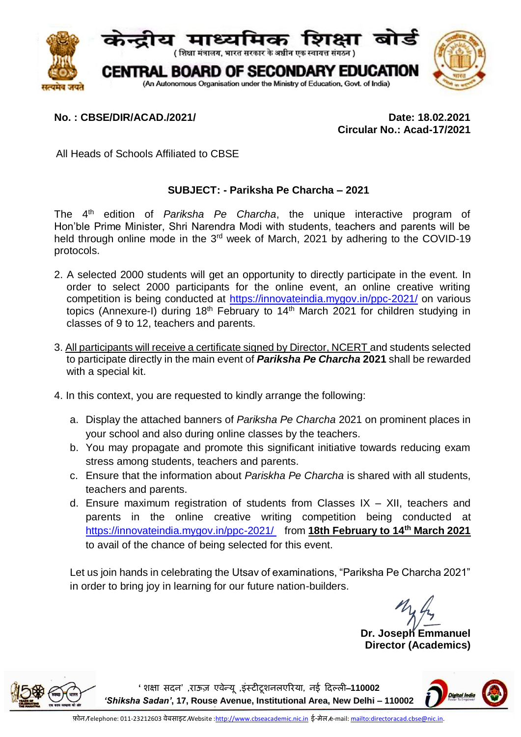# केन्द्रीय माध्यमिक शिक्षा बोर्ड

( शिक्षा मंत्रालय, भारत सरकार के अधीन एक स्वायत्त संगठन )

# CENTRAL BOARD OF SECONDARY EDUCATION

(An Autonomous Organisation under the Ministry of Education, Govt. of India)

**No. : CBSE/DIR/ACAD./2021/**

**Date: 18.02.2021**
**Circular No.: Acad-17/2021**

All Heads of Schools Affiliated to CBSE

**SUBJECT: - Pariksha Pe Charcha – 2021**

The 4th edition of *Pariksha Pe Charcha*, the unique interactive program of Hon'ble Prime Minister, Shri Narendra Modi with students, teachers and parents will be held through online mode in the 3rd week of March, 2021 by adhering to the COVID-19 protocols.

2. A selected 2000 students will get an opportunity to directly participate in the event. In order to select 2000 participants for the online event, an online creative writing competition is being conducted at https://innovateindia.mygov.in/ppc-2021/ on various topics (Annexure-I) during 18th February to 14th March 2021 for children studying in classes of 9 to 12, teachers and parents.

3. <u>All participants will receive a certificate signed by Director, NCERT</u> and students selected to participate directly in the main event of ***Pariksha Pe Charcha* 2021** shall be rewarded with a special kit.

4. In this context, you are requested to kindly arrange the following:

   a. Display the attached banners of *Pariksha Pe Charcha* 2021 on prominent places in your school and also during online classes by the teachers.
   b. You may propagate and promote this significant initiative towards reducing exam stress among students, teachers and parents.
   c. Ensure that the information about *Pariskha Pe Charcha* is shared with all students, teachers and parents.
   d. Ensure maximum registration of students from Classes IX – XII, teachers and parents in the online creative writing competition being conducted at https://innovateindia.mygov.in/ppc-2021/ from **<u>18th February to 14th March 2021</u>** to avail of the chance of being selected for this event.

Let us join hands in celebrating the Utsav of examinations, "Pariksha Pe Charcha 2021" in order to bring joy in learning for our future nation-builders.

**Dr. Joseph Emmanuel**
**Director (Academics)**

'शिक्षा सदन' ,राऊज़ एवेन्यू ,इंस्टीटूशनलएरिया, नई दिल्ली–**110002**
***'Shiksha Sadan'*, 17, Rouse Avenue, Institutional Area, New Delhi – 110002**

फ़ोन/Telephone: 011-23212603 वेबसाइट/Website :http://www.cbseacademic.nic.in ई-मेल/e-mail: mailto:directoracad.cbse@nic.in.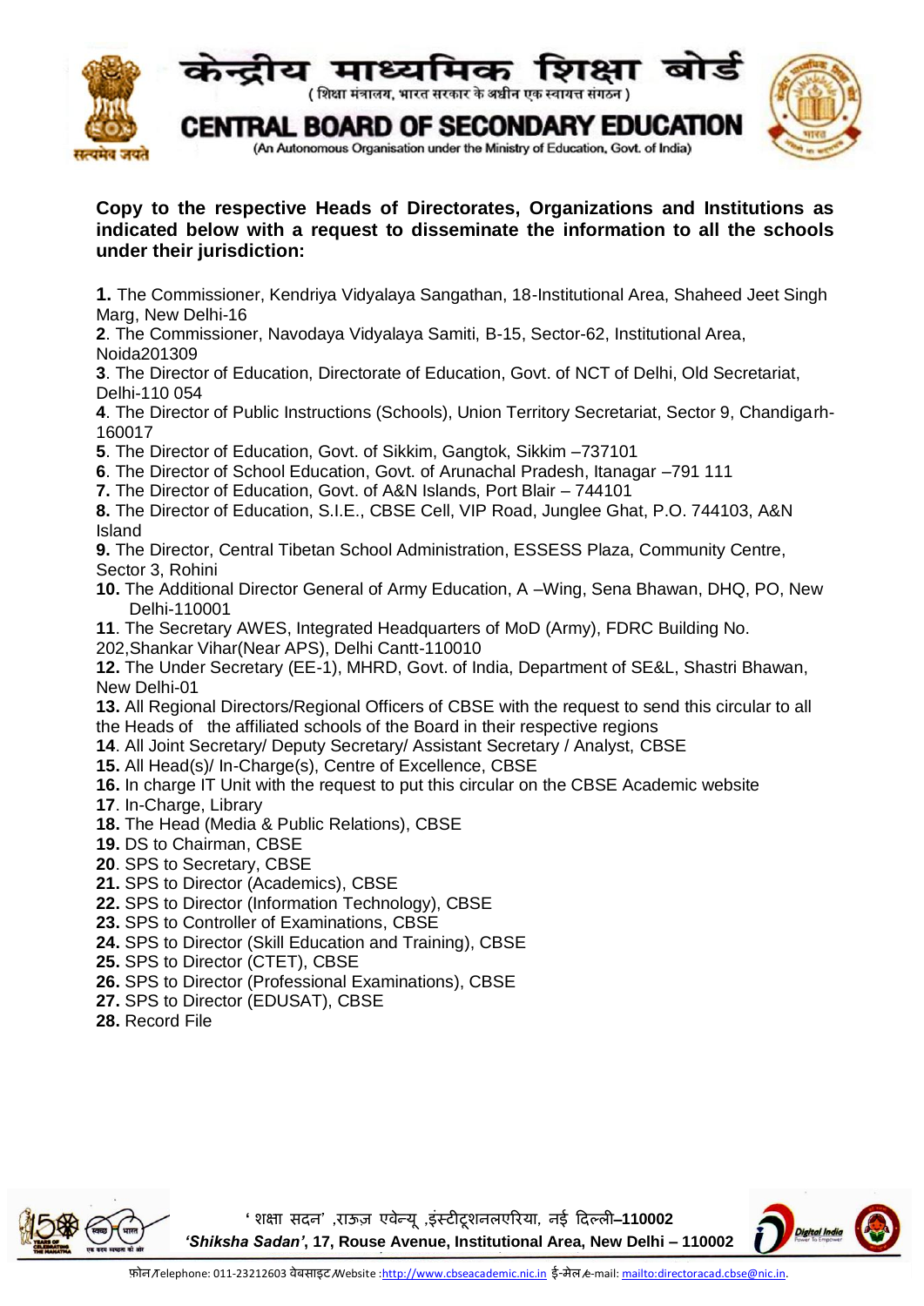**Copy to the respective Heads of Directorates, Organizations and Institutions as indicated below with a request to disseminate the information to all the schools under their jurisdiction:**

**1.** The Commissioner, Kendriya Vidyalaya Sangathan, 18-Institutional Area, Shaheed Jeet Singh Marg, New Delhi-16
**2**. The Commissioner, Navodaya Vidyalaya Samiti, B-15, Sector-62, Institutional Area, Noida201309
**3**. The Director of Education, Directorate of Education, Govt. of NCT of Delhi, Old Secretariat, Delhi-110 054
**4**. The Director of Public Instructions (Schools), Union Territory Secretariat, Sector 9, Chandigarh-160017
**5**. The Director of Education, Govt. of Sikkim, Gangtok, Sikkim –737101
**6**. The Director of School Education, Govt. of Arunachal Pradesh, Itanagar –791 111
**7.** The Director of Education, Govt. of A&N Islands, Port Blair – 744101
**8.** The Director of Education, S.I.E., CBSE Cell, VIP Road, Junglee Ghat, P.O. 744103, A&N Island
**9.** The Director, Central Tibetan School Administration, ESSESS Plaza, Community Centre, Sector 3, Rohini
**10.** The Additional Director General of Army Education, A –Wing, Sena Bhawan, DHQ, PO, New Delhi-110001
**11**. The Secretary AWES, Integrated Headquarters of MoD (Army), FDRC Building No. 202,Shankar Vihar(Near APS), Delhi Cantt-110010
**12.** The Under Secretary (EE-1), MHRD, Govt. of India, Department of SE&L, Shastri Bhawan, New Delhi-01
**13.** All Regional Directors/Regional Officers of CBSE with the request to send this circular to all the Heads of the affiliated schools of the Board in their respective regions
**14**. All Joint Secretary/ Deputy Secretary/ Assistant Secretary / Analyst, CBSE
**15.** All Head(s)/ In-Charge(s), Centre of Excellence, CBSE
**16.** In charge IT Unit with the request to put this circular on the CBSE Academic website
**17**. In-Charge, Library
**18.** The Head (Media & Public Relations), CBSE
**19.** DS to Chairman, CBSE
**20**. SPS to Secretary, CBSE
**21.** SPS to Director (Academics), CBSE
**22.** SPS to Director (Information Technology), CBSE
**23.** SPS to Controller of Examinations, CBSE
**24.** SPS to Director (Skill Education and Training), CBSE
**25.** SPS to Director (CTET), CBSE
**26.** SPS to Director (Professional Examinations), CBSE
**27.** SPS to Director (EDUSAT), CBSE
**28.** Record File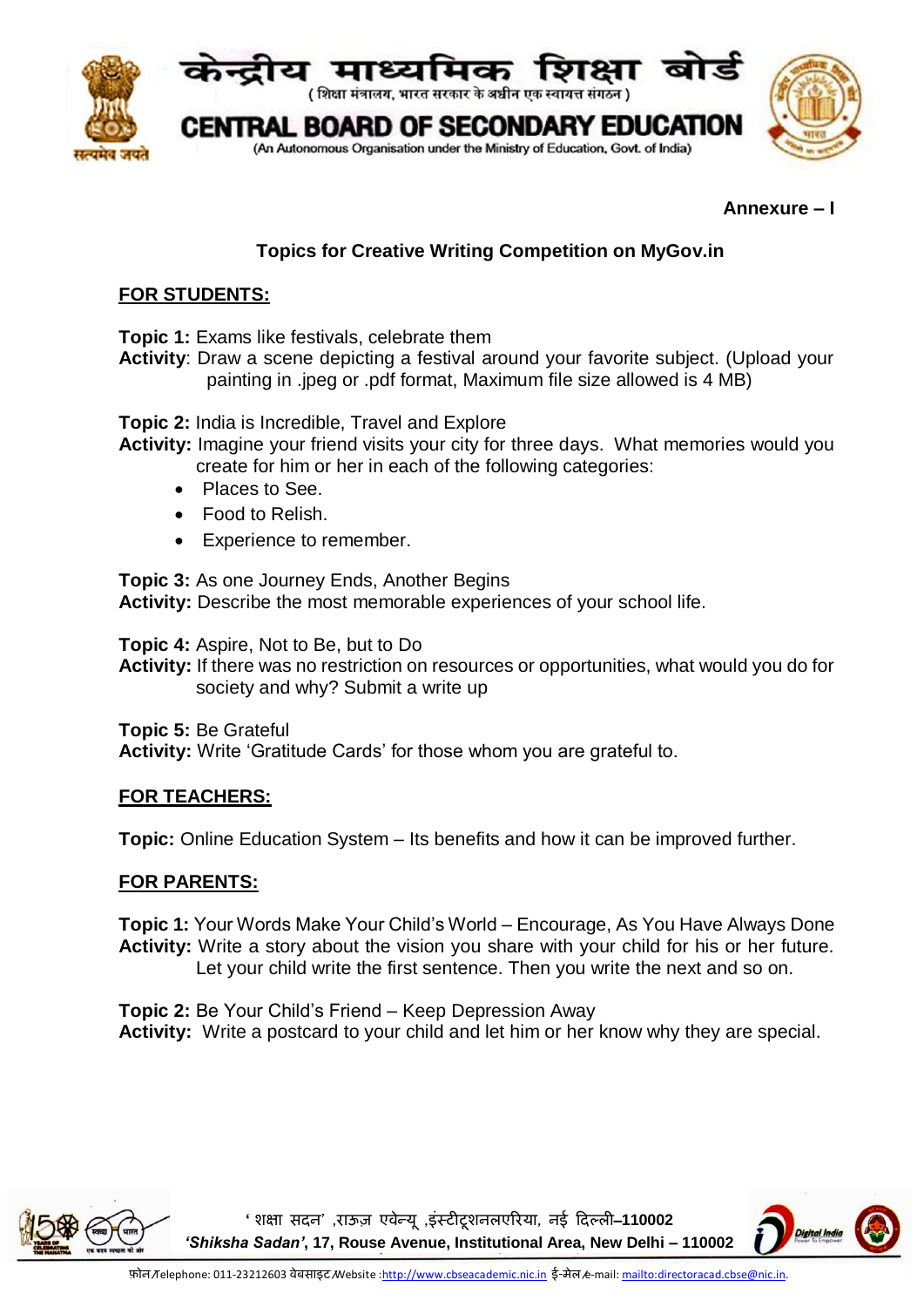**Annexure – I**

## Topics for Creative Writing Competition on MyGov.in

**FOR STUDENTS:**

**Topic 1:** Exams like festivals, celebrate them
**Activity**: Draw a scene depicting a festival around your favorite subject. (Upload your painting in .jpeg or .pdf format, Maximum file size allowed is 4 MB)

**Topic 2:** India is Incredible, Travel and Explore
**Activity:** Imagine your friend visits your city for three days. What memories would you create for him or her in each of the following categories:

- Places to See.
- Food to Relish.
- Experience to remember.

**Topic 3:** As one Journey Ends, Another Begins
**Activity:** Describe the most memorable experiences of your school life.

**Topic 4:** Aspire, Not to Be, but to Do
**Activity:** If there was no restriction on resources or opportunities, what would you do for society and why? Submit a write up

**Topic 5:** Be Grateful
**Activity:** Write 'Gratitude Cards' for those whom you are grateful to.

**FOR TEACHERS:**

**Topic:** Online Education System – Its benefits and how it can be improved further.

**FOR PARENTS:**

**Topic 1:** Your Words Make Your Child's World – Encourage, As You Have Always Done
**Activity:** Write a story about the vision you share with your child for his or her future. Let your child write the first sentence. Then you write the next and so on.

**Topic 2:** Be Your Child's Friend – Keep Depression Away
**Activity:** Write a postcard to your child and let him or her know why they are special.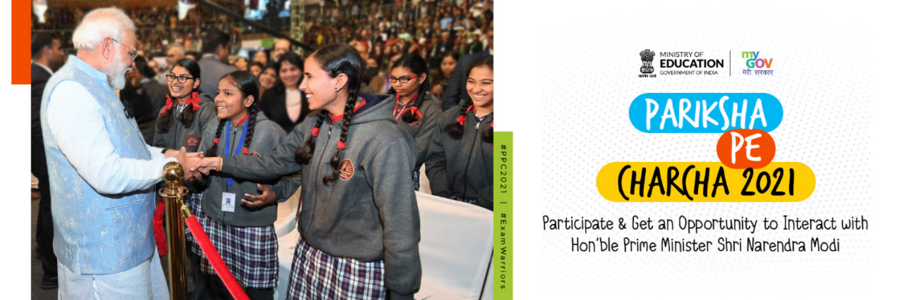MINISTRY OF EDUCATION
GOVERNMENT OF INDIA

my GOV
मेरी सरकार

# PARIKSHA PE CHARCHA 2021

Participate & Get an Opportunity to Interact with Hon'ble Prime Minister Shri Narendra Modi

#PPC2021 | #ExamWarriors